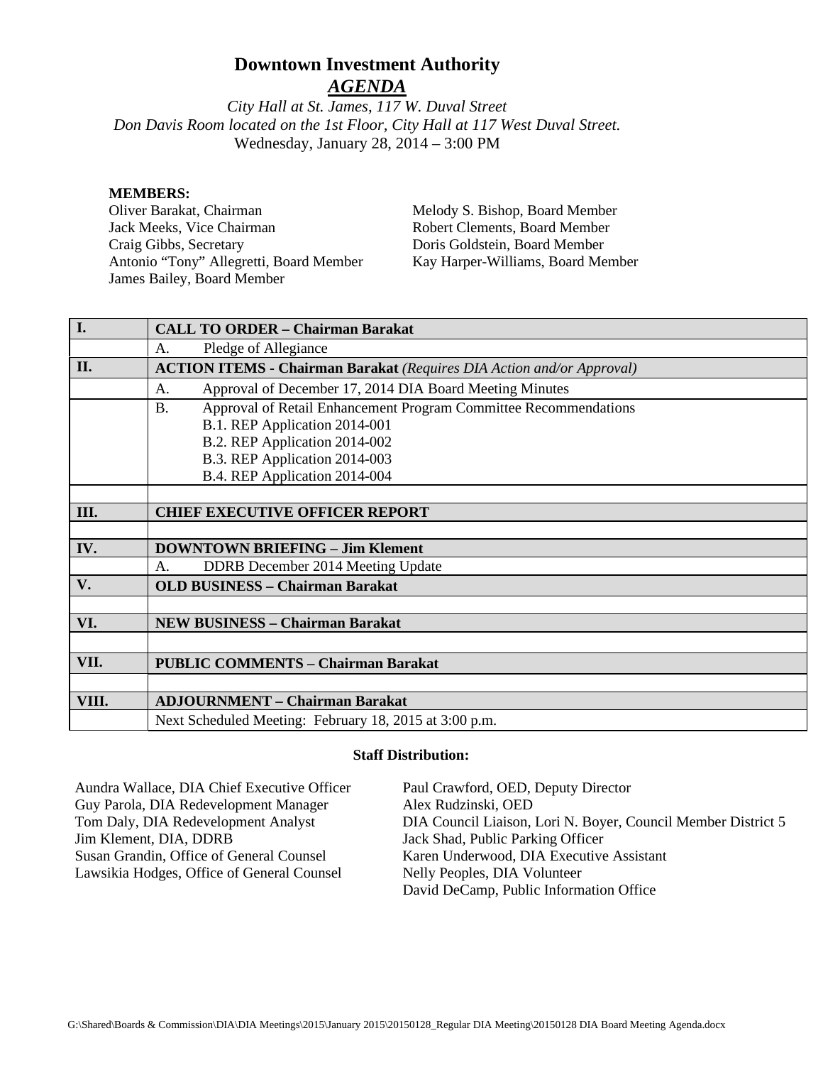# Downtown Investment Authority

## *AGENDA*

*City Hall at St. James, 117 W. Duval Street*
*Don Davis Room located on the 1st Floor, City Hall at 117 West Duval Street.*
Wednesday, January 28, 2014 – 3:00 PM

**MEMBERS:**

Oliver Barakat, Chairman
Jack Meeks, Vice Chairman
Craig Gibbs, Secretary
Antonio "Tony" Allegretti, Board Member
James Bailey, Board Member
Melody S. Bishop, Board Member
Robert Clements, Board Member
Doris Goldstein, Board Member
Kay Harper-Williams, Board Member

| | |
|---|---|
| **I.** | **CALL TO ORDER – Chairman Barakat** |
| | A. Pledge of Allegiance |
| **II.** | **ACTION ITEMS - Chairman Barakat** *(Requires DIA Action and/or Approval)* |
| | A. Approval of December 17, 2014 DIA Board Meeting Minutes |
| | B. Approval of Retail Enhancement Program Committee Recommendations<br>B.1. REP Application 2014-001<br>B.2. REP Application 2014-002<br>B.3. REP Application 2014-003<br>B.4. REP Application 2014-004 |
| | |
| **III.** | **CHIEF EXECUTIVE OFFICER REPORT** |
| | |
| **IV.** | **DOWNTOWN BRIEFING – Jim Klement** |
| | A. DDRB December 2014 Meeting Update |
| **V.** | **OLD BUSINESS – Chairman Barakat** |
| | |
| **VI.** | **NEW BUSINESS – Chairman Barakat** |
| | |
| **VII.** | **PUBLIC COMMENTS – Chairman Barakat** |
| | |
| **VIII.** | **ADJOURNMENT – Chairman Barakat** |
| | Next Scheduled Meeting: February 18, 2015 at 3:00 p.m. |

**Staff Distribution:**

Aundra Wallace, DIA Chief Executive Officer
Guy Parola, DIA Redevelopment Manager
Tom Daly, DIA Redevelopment Analyst
Jim Klement, DIA, DDRB
Susan Grandin, Office of General Counsel
Lawsikia Hodges, Office of General Counsel
Paul Crawford, OED, Deputy Director
Alex Rudzinski, OED
DIA Council Liaison, Lori N. Boyer, Council Member District 5
Jack Shad, Public Parking Officer
Karen Underwood, DIA Executive Assistant
Nelly Peoples, DIA Volunteer
David DeCamp, Public Information Office

G:\Shared\Boards & Commission\DIA\DIA Meetings\2015\January 2015\20150128_Regular DIA Meeting\20150128 DIA Board Meeting Agenda.docx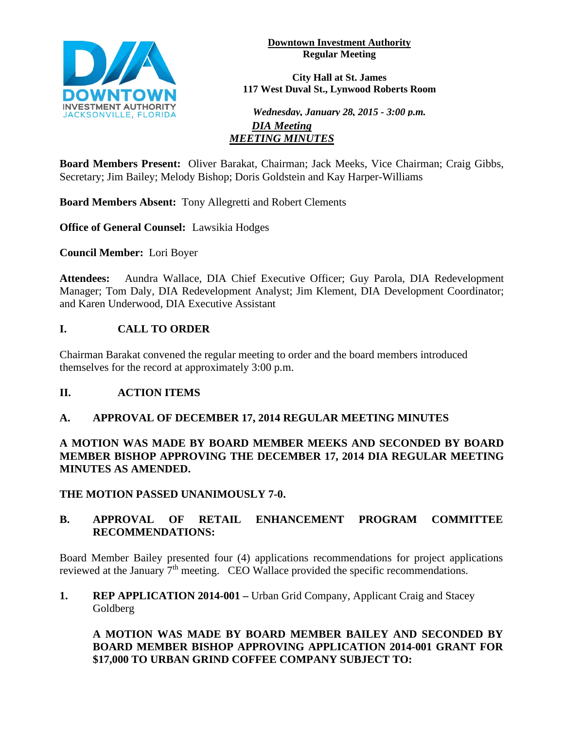**Downtown Investment Authority**
**Regular Meeting**

**City Hall at St. James**
**117 West Duval St., Lynwood Roberts Room**

***Wednesday, January 28, 2015 - 3:00 p.m.***

***DIA Meeting***
***MEETING MINUTES***

**Board Members Present:** Oliver Barakat, Chairman; Jack Meeks, Vice Chairman; Craig Gibbs, Secretary; Jim Bailey; Melody Bishop; Doris Goldstein and Kay Harper-Williams

**Board Members Absent:** Tony Allegretti and Robert Clements

**Office of General Counsel:** Lawsikia Hodges

**Council Member:** Lori Boyer

**Attendees:** Aundra Wallace, DIA Chief Executive Officer; Guy Parola, DIA Redevelopment Manager; Tom Daly, DIA Redevelopment Analyst; Jim Klement, DIA Development Coordinator; and Karen Underwood, DIA Executive Assistant

## I. CALL TO ORDER

Chairman Barakat convened the regular meeting to order and the board members introduced themselves for the record at approximately 3:00 p.m.

## II. ACTION ITEMS

### A. APPROVAL OF DECEMBER 17, 2014 REGULAR MEETING MINUTES

**A MOTION WAS MADE BY BOARD MEMBER MEEKS AND SECONDED BY BOARD MEMBER BISHOP APPROVING THE DECEMBER 17, 2014 DIA REGULAR MEETING MINUTES AS AMENDED.**

**THE MOTION PASSED UNANIMOUSLY 7-0.**

### B. APPROVAL OF RETAIL ENHANCEMENT PROGRAM COMMITTEE RECOMMENDATIONS:

Board Member Bailey presented four (4) applications recommendations for project applications reviewed at the January 7th meeting. CEO Wallace provided the specific recommendations.

**1. REP APPLICATION 2014-001 –** Urban Grid Company, Applicant Craig and Stacey Goldberg

**A MOTION WAS MADE BY BOARD MEMBER BAILEY AND SECONDED BY BOARD MEMBER BISHOP APPROVING APPLICATION 2014-001 GRANT FOR $17,000 TO URBAN GRIND COFFEE COMPANY SUBJECT TO:**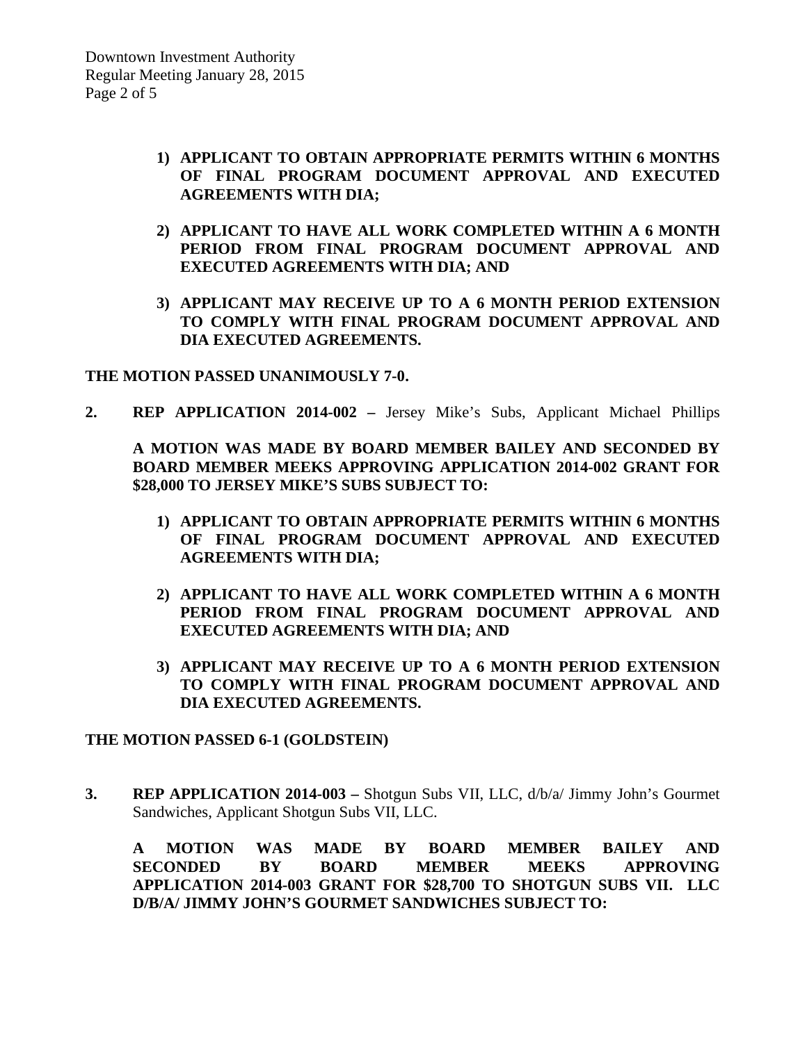1) **APPLICANT TO OBTAIN APPROPRIATE PERMITS WITHIN 6 MONTHS OF FINAL PROGRAM DOCUMENT APPROVAL AND EXECUTED AGREEMENTS WITH DIA;**

2) **APPLICANT TO HAVE ALL WORK COMPLETED WITHIN A 6 MONTH PERIOD FROM FINAL PROGRAM DOCUMENT APPROVAL AND EXECUTED AGREEMENTS WITH DIA; AND**

3) **APPLICANT MAY RECEIVE UP TO A 6 MONTH PERIOD EXTENSION TO COMPLY WITH FINAL PROGRAM DOCUMENT APPROVAL AND DIA EXECUTED AGREEMENTS.**

**THE MOTION PASSED UNANIMOUSLY 7-0.**

**2. REP APPLICATION 2014-002 –** Jersey Mike's Subs, Applicant Michael Phillips

**A MOTION WAS MADE BY BOARD MEMBER BAILEY AND SECONDED BY BOARD MEMBER MEEKS APPROVING APPLICATION 2014-002 GRANT FOR $28,000 TO JERSEY MIKE'S SUBS SUBJECT TO:**

1) **APPLICANT TO OBTAIN APPROPRIATE PERMITS WITHIN 6 MONTHS OF FINAL PROGRAM DOCUMENT APPROVAL AND EXECUTED AGREEMENTS WITH DIA;**

2) **APPLICANT TO HAVE ALL WORK COMPLETED WITHIN A 6 MONTH PERIOD FROM FINAL PROGRAM DOCUMENT APPROVAL AND EXECUTED AGREEMENTS WITH DIA; AND**

3) **APPLICANT MAY RECEIVE UP TO A 6 MONTH PERIOD EXTENSION TO COMPLY WITH FINAL PROGRAM DOCUMENT APPROVAL AND DIA EXECUTED AGREEMENTS.**

**THE MOTION PASSED 6-1 (GOLDSTEIN)**

**3. REP APPLICATION 2014-003 –** Shotgun Subs VII, LLC, d/b/a/ Jimmy John's Gourmet Sandwiches, Applicant Shotgun Subs VII, LLC.

**A MOTION WAS MADE BY BOARD MEMBER BAILEY AND SECONDED BY BOARD MEMBER MEEKS APPROVING APPLICATION 2014-003 GRANT FOR $28,700 TO SHOTGUN SUBS VII. LLC D/B/A/ JIMMY JOHN'S GOURMET SANDWICHES SUBJECT TO:**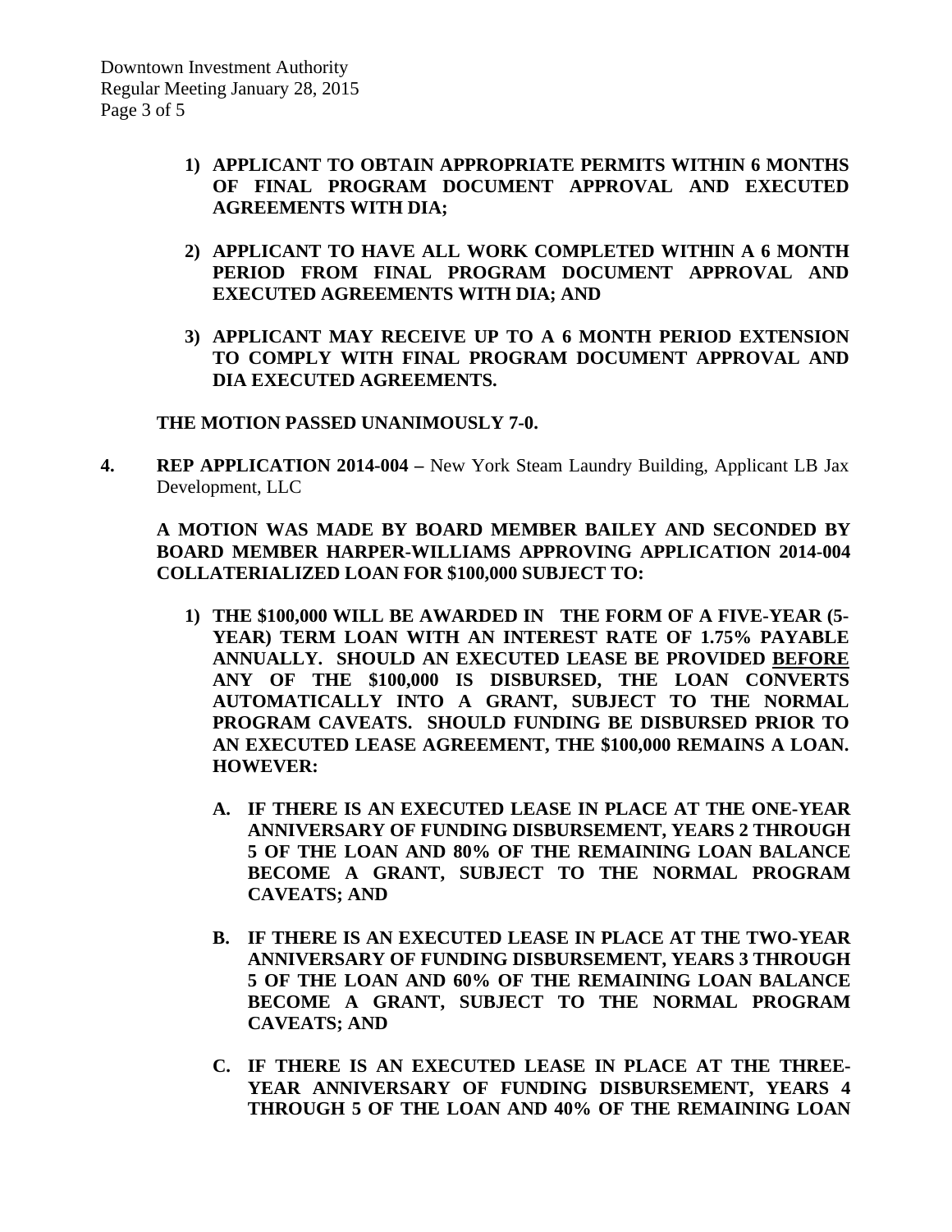**1) APPLICANT TO OBTAIN APPROPRIATE PERMITS WITHIN 6 MONTHS OF FINAL PROGRAM DOCUMENT APPROVAL AND EXECUTED AGREEMENTS WITH DIA;**

**2) APPLICANT TO HAVE ALL WORK COMPLETED WITHIN A 6 MONTH PERIOD FROM FINAL PROGRAM DOCUMENT APPROVAL AND EXECUTED AGREEMENTS WITH DIA; AND**

**3) APPLICANT MAY RECEIVE UP TO A 6 MONTH PERIOD EXTENSION TO COMPLY WITH FINAL PROGRAM DOCUMENT APPROVAL AND DIA EXECUTED AGREEMENTS.**

**THE MOTION PASSED UNANIMOUSLY 7-0.**

**4. REP APPLICATION 2014-004 –** New York Steam Laundry Building, Applicant LB Jax Development, LLC

**A MOTION WAS MADE BY BOARD MEMBER BAILEY AND SECONDED BY BOARD MEMBER HARPER-WILLIAMS APPROVING APPLICATION 2014-004 COLLATERIALIZED LOAN FOR $100,000 SUBJECT TO:**

**1) THE $100,000 WILL BE AWARDED IN THE FORM OF A FIVE-YEAR (5-YEAR) TERM LOAN WITH AN INTEREST RATE OF 1.75% PAYABLE ANNUALLY. SHOULD AN EXECUTED LEASE BE PROVIDED <u>BEFORE</u> ANY OF THE $100,000 IS DISBURSED, THE LOAN CONVERTS AUTOMATICALLY INTO A GRANT, SUBJECT TO THE NORMAL PROGRAM CAVEATS. SHOULD FUNDING BE DISBURSED PRIOR TO AN EXECUTED LEASE AGREEMENT, THE $100,000 REMAINS A LOAN. HOWEVER:**

**A. IF THERE IS AN EXECUTED LEASE IN PLACE AT THE ONE-YEAR ANNIVERSARY OF FUNDING DISBURSEMENT, YEARS 2 THROUGH 5 OF THE LOAN AND 80% OF THE REMAINING LOAN BALANCE BECOME A GRANT, SUBJECT TO THE NORMAL PROGRAM CAVEATS; AND**

**B. IF THERE IS AN EXECUTED LEASE IN PLACE AT THE TWO-YEAR ANNIVERSARY OF FUNDING DISBURSEMENT, YEARS 3 THROUGH 5 OF THE LOAN AND 60% OF THE REMAINING LOAN BALANCE BECOME A GRANT, SUBJECT TO THE NORMAL PROGRAM CAVEATS; AND**

**C. IF THERE IS AN EXECUTED LEASE IN PLACE AT THE THREE-YEAR ANNIVERSARY OF FUNDING DISBURSEMENT, YEARS 4 THROUGH 5 OF THE LOAN AND 40% OF THE REMAINING LOAN**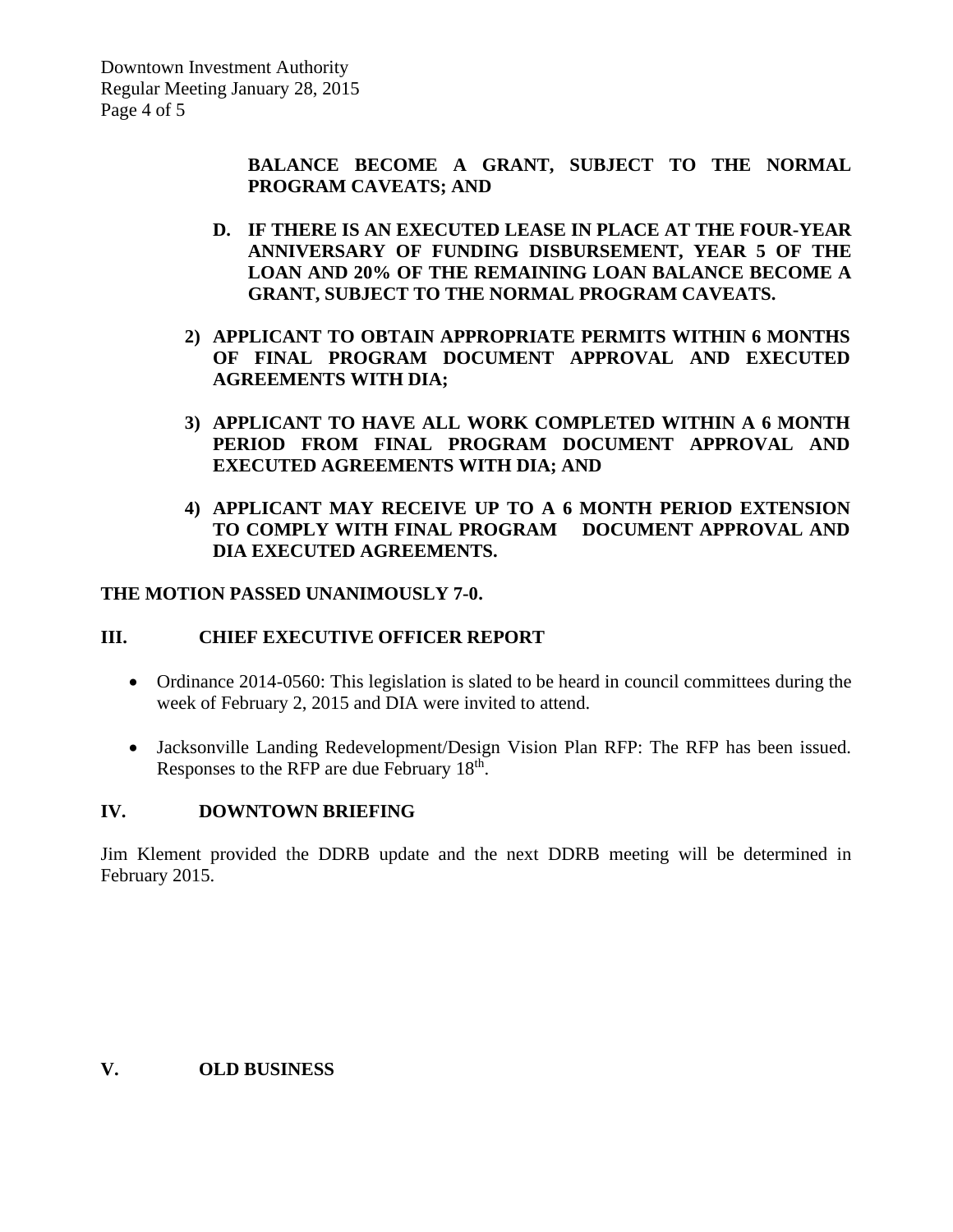**BALANCE BECOME A GRANT, SUBJECT TO THE NORMAL PROGRAM CAVEATS; AND**

**D. IF THERE IS AN EXECUTED LEASE IN PLACE AT THE FOUR-YEAR ANNIVERSARY OF FUNDING DISBURSEMENT, YEAR 5 OF THE LOAN AND 20% OF THE REMAINING LOAN BALANCE BECOME A GRANT, SUBJECT TO THE NORMAL PROGRAM CAVEATS.**

**2) APPLICANT TO OBTAIN APPROPRIATE PERMITS WITHIN 6 MONTHS OF FINAL PROGRAM DOCUMENT APPROVAL AND EXECUTED AGREEMENTS WITH DIA;**

**3) APPLICANT TO HAVE ALL WORK COMPLETED WITHIN A 6 MONTH PERIOD FROM FINAL PROGRAM DOCUMENT APPROVAL AND EXECUTED AGREEMENTS WITH DIA; AND**

**4) APPLICANT MAY RECEIVE UP TO A 6 MONTH PERIOD EXTENSION TO COMPLY WITH FINAL PROGRAM DOCUMENT APPROVAL AND DIA EXECUTED AGREEMENTS.**

**THE MOTION PASSED UNANIMOUSLY 7-0.**

## III. CHIEF EXECUTIVE OFFICER REPORT

- Ordinance 2014-0560: This legislation is slated to be heard in council committees during the week of February 2, 2015 and DIA were invited to attend.

- Jacksonville Landing Redevelopment/Design Vision Plan RFP: The RFP has been issued. Responses to the RFP are due February 18th.

## IV. DOWNTOWN BRIEFING

Jim Klement provided the DDRB update and the next DDRB meeting will be determined in February 2015.

## V. OLD BUSINESS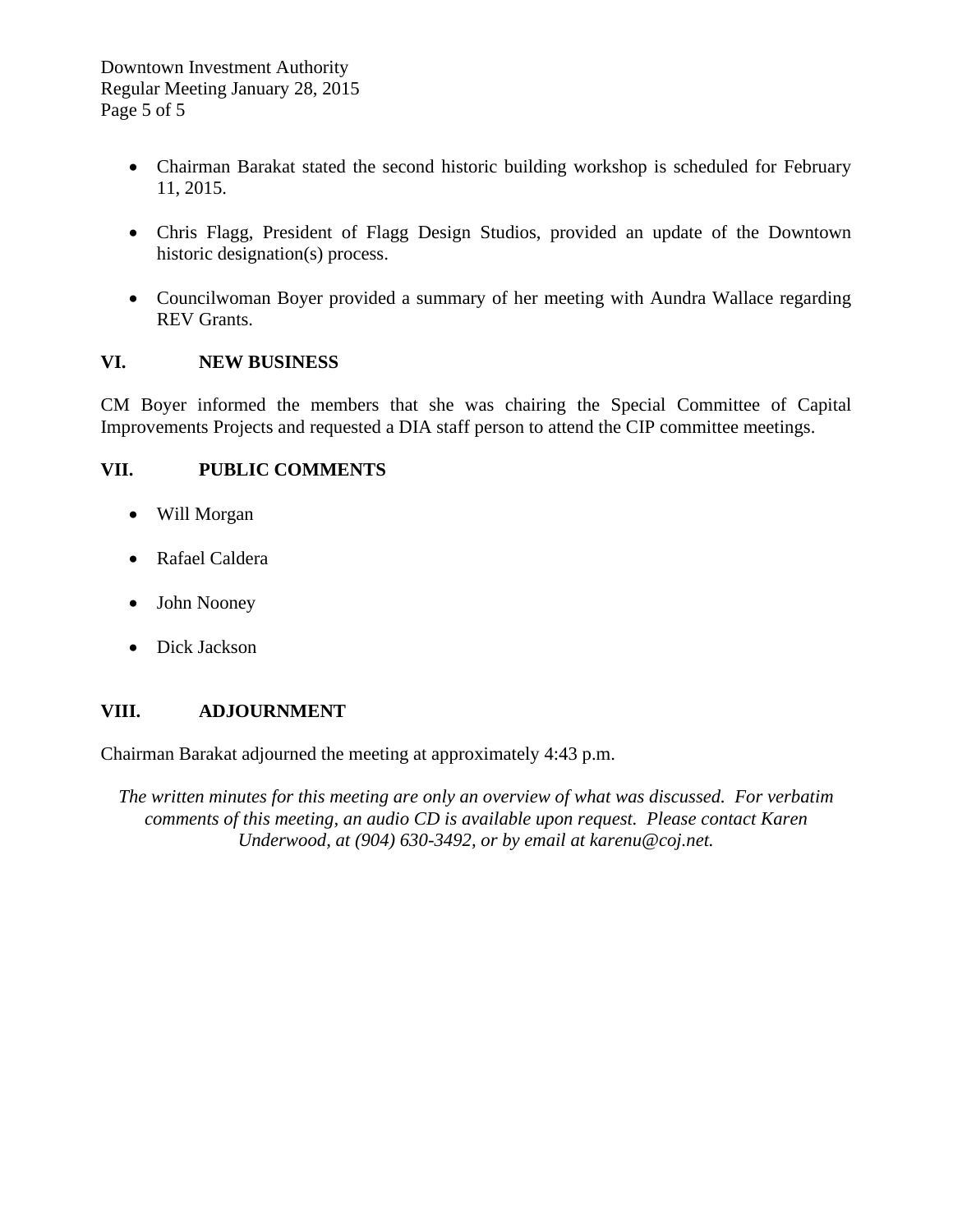- Chairman Barakat stated the second historic building workshop is scheduled for February 11, 2015.
- Chris Flagg, President of Flagg Design Studios, provided an update of the Downtown historic designation(s) process.
- Councilwoman Boyer provided a summary of her meeting with Aundra Wallace regarding REV Grants.

## VI. NEW BUSINESS

CM Boyer informed the members that she was chairing the Special Committee of Capital Improvements Projects and requested a DIA staff person to attend the CIP committee meetings.

## VII. PUBLIC COMMENTS

- Will Morgan
- Rafael Caldera
- John Nooney
- Dick Jackson

## VIII. ADJOURNMENT

Chairman Barakat adjourned the meeting at approximately 4:43 p.m.

*The written minutes for this meeting are only an overview of what was discussed. For verbatim comments of this meeting, an audio CD is available upon request. Please contact Karen Underwood, at (904) 630-3492, or by email at karenu@coj.net.*